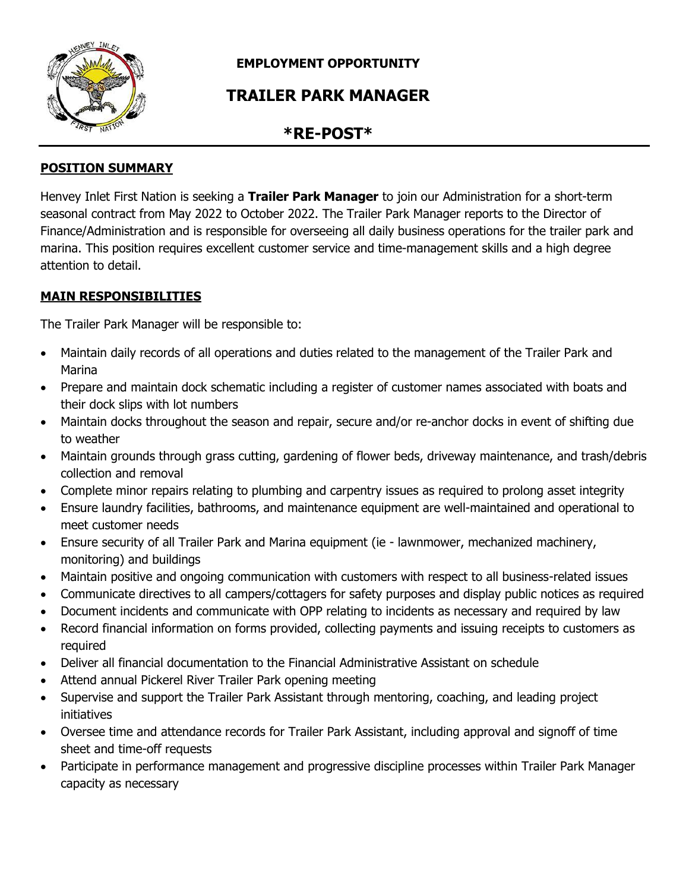**EMPLOYMENT OPPORTUNITY**

# TRAILER PARK MANAGER

## *RE-POST*

## POSITION SUMMARY

Henvey Inlet First Nation is seeking a **Trailer Park Manager** to join our Administration for a short-term seasonal contract from May 2022 to October 2022. The Trailer Park Manager reports to the Director of Finance/Administration and is responsible for overseeing all daily business operations for the trailer park and marina. This position requires excellent customer service and time-management skills and a high degree attention to detail.

## MAIN RESPONSIBILITIES

The Trailer Park Manager will be responsible to:

- Maintain daily records of all operations and duties related to the management of the Trailer Park and Marina
- Prepare and maintain dock schematic including a register of customer names associated with boats and their dock slips with lot numbers
- Maintain docks throughout the season and repair, secure and/or re-anchor docks in event of shifting due to weather
- Maintain grounds through grass cutting, gardening of flower beds, driveway maintenance, and trash/debris collection and removal
- Complete minor repairs relating to plumbing and carpentry issues as required to prolong asset integrity
- Ensure laundry facilities, bathrooms, and maintenance equipment are well-maintained and operational to meet customer needs
- Ensure security of all Trailer Park and Marina equipment (ie - lawnmower, mechanized machinery, monitoring) and buildings
- Maintain positive and ongoing communication with customers with respect to all business-related issues
- Communicate directives to all campers/cottagers for safety purposes and display public notices as required
- Document incidents and communicate with OPP relating to incidents as necessary and required by law
- Record financial information on forms provided, collecting payments and issuing receipts to customers as required
- Deliver all financial documentation to the Financial Administrative Assistant on schedule
- Attend annual Pickerel River Trailer Park opening meeting
- Supervise and support the Trailer Park Assistant through mentoring, coaching, and leading project initiatives
- Oversee time and attendance records for Trailer Park Assistant, including approval and signoff of time sheet and time-off requests
- Participate in performance management and progressive discipline processes within Trailer Park Manager capacity as necessary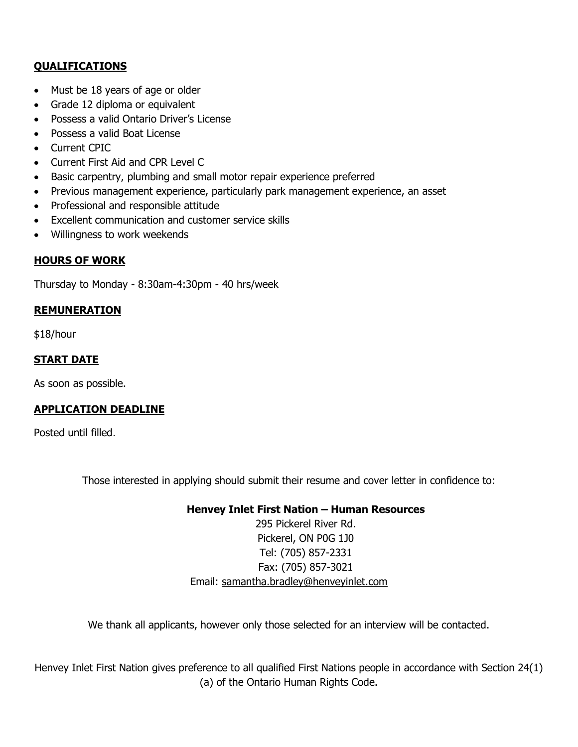## QUALIFICATIONS

- Must be 18 years of age or older
- Grade 12 diploma or equivalent
- Possess a valid Ontario Driver's License
- Possess a valid Boat License
- Current CPIC
- Current First Aid and CPR Level C
- Basic carpentry, plumbing and small motor repair experience preferred
- Previous management experience, particularly park management experience, an asset
- Professional and responsible attitude
- Excellent communication and customer service skills
- Willingness to work weekends

## HOURS OF WORK

Thursday to Monday - 8:30am-4:30pm - 40 hrs/week

## REMUNERATION

$18/hour

## START DATE

As soon as possible.

## APPLICATION DEADLINE

Posted until filled.

Those interested in applying should submit their resume and cover letter in confidence to:

**Henvey Inlet First Nation – Human Resources**
295 Pickerel River Rd.
Pickerel, ON P0G 1J0
Tel: (705) 857-2331
Fax: (705) 857-3021
Email: samantha.bradley@henveyinlet.com

We thank all applicants, however only those selected for an interview will be contacted.

Henvey Inlet First Nation gives preference to all qualified First Nations people in accordance with Section 24(1)(a) of the Ontario Human Rights Code.